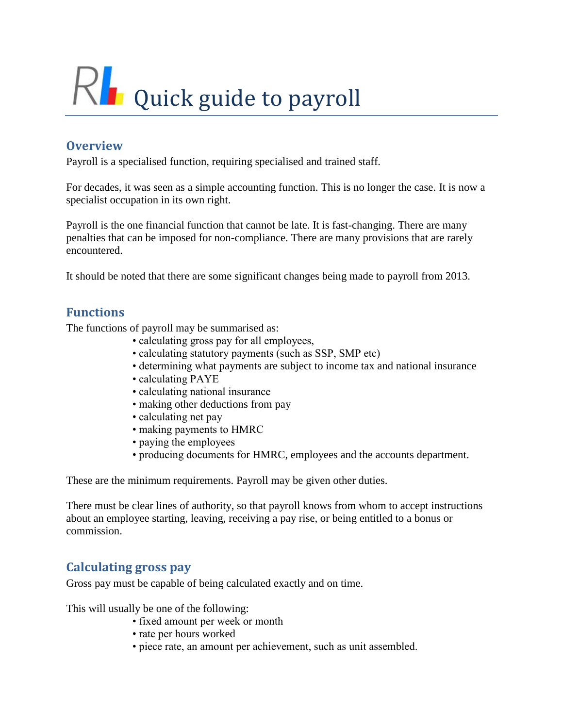# Quick guide to payroll

## Overview

Payroll is a specialised function, requiring specialised and trained staff.

For decades, it was seen as a simple accounting function. This is no longer the case. It is now a specialist occupation in its own right.

Payroll is the one financial function that cannot be late. It is fast-changing. There are many penalties that can be imposed for non-compliance. There are many provisions that are rarely encountered.

It should be noted that there are some significant changes being made to payroll from 2013.

## Functions

The functions of payroll may be summarised as:

- calculating gross pay for all employees,
- calculating statutory payments (such as SSP, SMP etc)
- determining what payments are subject to income tax and national insurance
- calculating PAYE
- calculating national insurance
- making other deductions from pay
- calculating net pay
- making payments to HMRC
- paying the employees
- producing documents for HMRC, employees and the accounts department.

These are the minimum requirements. Payroll may be given other duties.

There must be clear lines of authority, so that payroll knows from whom to accept instructions about an employee starting, leaving, receiving a pay rise, or being entitled to a bonus or commission.

## Calculating gross pay

Gross pay must be capable of being calculated exactly and on time.

This will usually be one of the following:

- fixed amount per week or month
- rate per hours worked
- piece rate, an amount per achievement, such as unit assembled.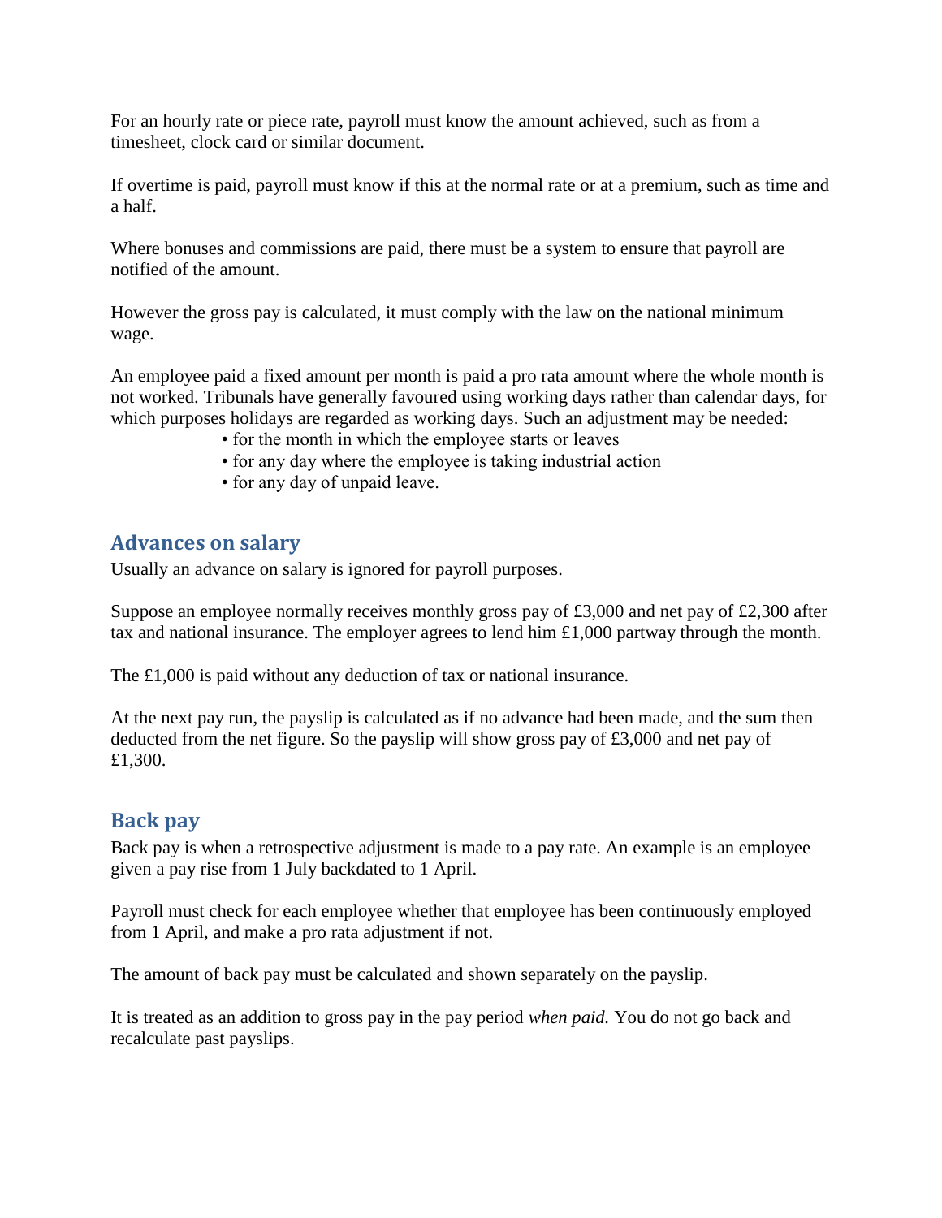For an hourly rate or piece rate, payroll must know the amount achieved, such as from a timesheet, clock card or similar document.

If overtime is paid, payroll must know if this at the normal rate or at a premium, such as time and a half.

Where bonuses and commissions are paid, there must be a system to ensure that payroll are notified of the amount.

However the gross pay is calculated, it must comply with the law on the national minimum wage.

An employee paid a fixed amount per month is paid a pro rata amount where the whole month is not worked. Tribunals have generally favoured using working days rather than calendar days, for which purposes holidays are regarded as working days. Such an adjustment may be needed:

- for the month in which the employee starts or leaves
- for any day where the employee is taking industrial action
- for any day of unpaid leave.

## Advances on salary

Usually an advance on salary is ignored for payroll purposes.

Suppose an employee normally receives monthly gross pay of £3,000 and net pay of £2,300 after tax and national insurance. The employer agrees to lend him £1,000 partway through the month.

The £1,000 is paid without any deduction of tax or national insurance.

At the next pay run, the payslip is calculated as if no advance had been made, and the sum then deducted from the net figure. So the payslip will show gross pay of £3,000 and net pay of £1,300.

## Back pay

Back pay is when a retrospective adjustment is made to a pay rate. An example is an employee given a pay rise from 1 July backdated to 1 April.

Payroll must check for each employee whether that employee has been continuously employed from 1 April, and make a pro rata adjustment if not.

The amount of back pay must be calculated and shown separately on the payslip.

It is treated as an addition to gross pay in the pay period *when paid.* You do not go back and recalculate past payslips.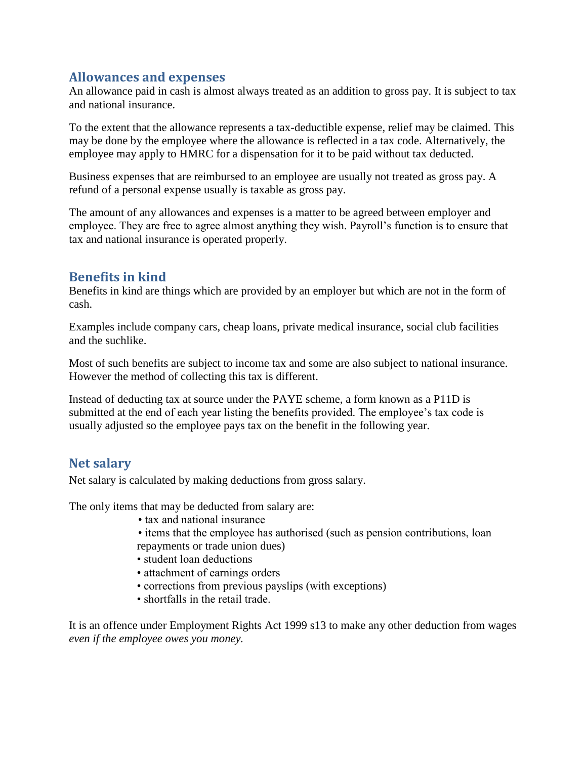## Allowances and expenses

An allowance paid in cash is almost always treated as an addition to gross pay. It is subject to tax and national insurance.

To the extent that the allowance represents a tax-deductible expense, relief may be claimed. This may be done by the employee where the allowance is reflected in a tax code. Alternatively, the employee may apply to HMRC for a dispensation for it to be paid without tax deducted.

Business expenses that are reimbursed to an employee are usually not treated as gross pay. A refund of a personal expense usually is taxable as gross pay.

The amount of any allowances and expenses is a matter to be agreed between employer and employee. They are free to agree almost anything they wish. Payroll's function is to ensure that tax and national insurance is operated properly.

## Benefits in kind

Benefits in kind are things which are provided by an employer but which are not in the form of cash.

Examples include company cars, cheap loans, private medical insurance, social club facilities and the suchlike.

Most of such benefits are subject to income tax and some are also subject to national insurance. However the method of collecting this tax is different.

Instead of deducting tax at source under the PAYE scheme, a form known as a P11D is submitted at the end of each year listing the benefits provided. The employee's tax code is usually adjusted so the employee pays tax on the benefit in the following year.

## Net salary

Net salary is calculated by making deductions from gross salary.

The only items that may be deducted from salary are:

- tax and national insurance
- items that the employee has authorised (such as pension contributions, loan repayments or trade union dues)
- student loan deductions
- attachment of earnings orders
- corrections from previous payslips (with exceptions)
- shortfalls in the retail trade.

It is an offence under Employment Rights Act 1999 s13 to make any other deduction from wages *even if the employee owes you money.*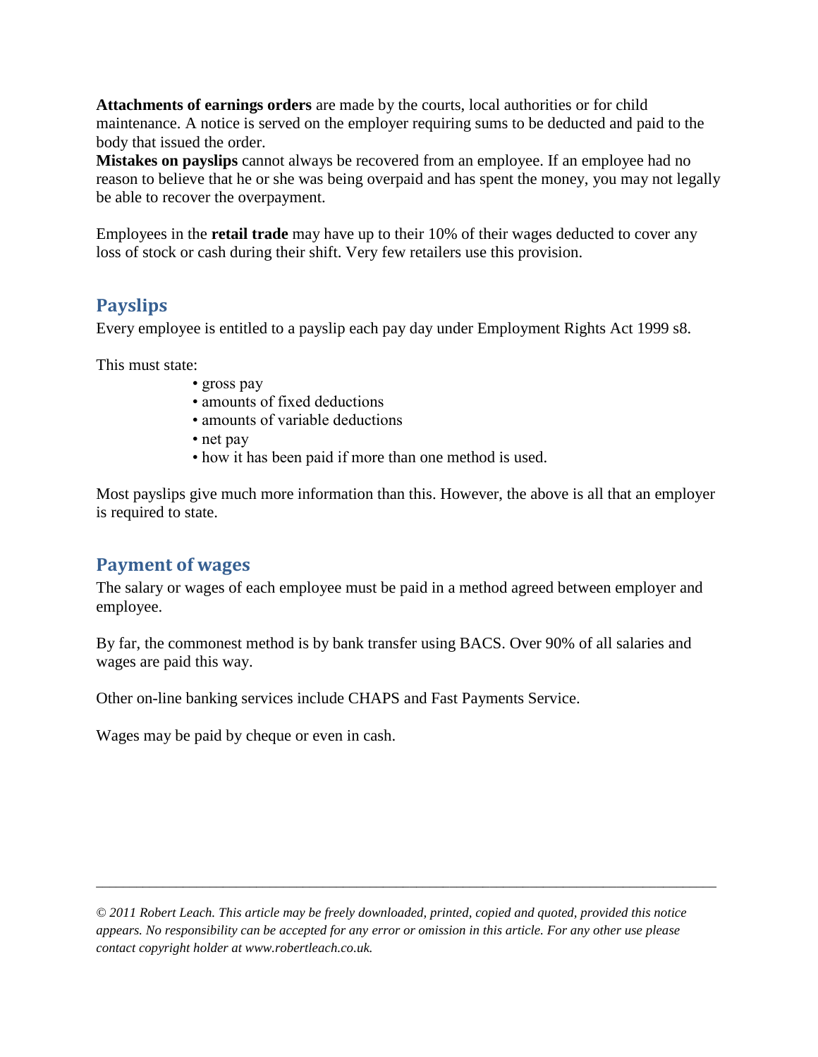**Attachments of earnings orders** are made by the courts, local authorities or for child maintenance. A notice is served on the employer requiring sums to be deducted and paid to the body that issued the order.
**Mistakes on payslips** cannot always be recovered from an employee. If an employee had no reason to believe that he or she was being overpaid and has spent the money, you may not legally be able to recover the overpayment.

Employees in the **retail trade** may have up to their 10% of their wages deducted to cover any loss of stock or cash during their shift. Very few retailers use this provision.

## Payslips

Every employee is entitled to a payslip each pay day under Employment Rights Act 1999 s8.

This must state:

- gross pay
- amounts of fixed deductions
- amounts of variable deductions
- net pay
- how it has been paid if more than one method is used.

Most payslips give much more information than this. However, the above is all that an employer is required to state.

## Payment of wages

The salary or wages of each employee must be paid in a method agreed between employer and employee.

By far, the commonest method is by bank transfer using BACS. Over 90% of all salaries and wages are paid this way.

Other on-line banking services include CHAPS and Fast Payments Service.

Wages may be paid by cheque or even in cash.

---

*© 2011 Robert Leach. This article may be freely downloaded, printed, copied and quoted, provided this notice appears. No responsibility can be accepted for any error or omission in this article. For any other use please contact copyright holder at www.robertleach.co.uk.*